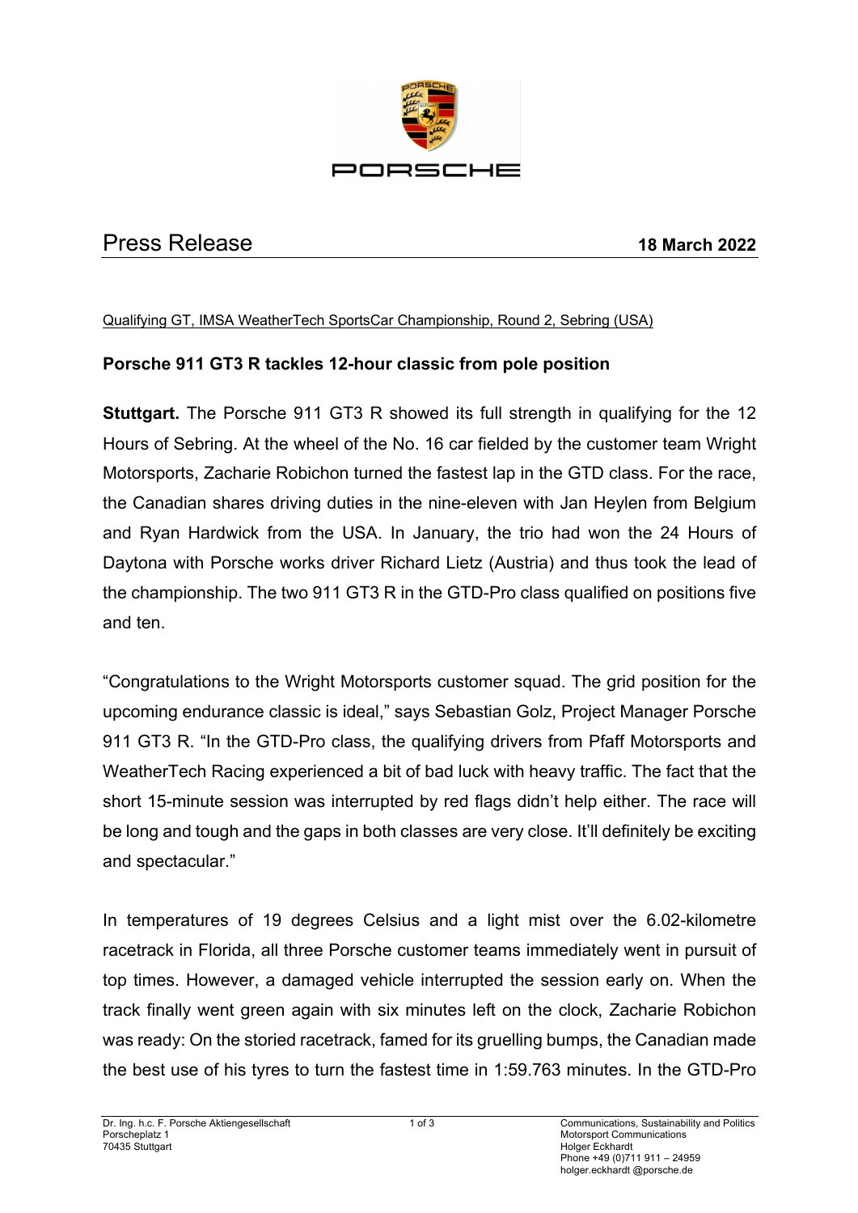# Press Release

**18 March 2022**

Qualifying GT, IMSA WeatherTech SportsCar Championship, Round 2, Sebring (USA)

## Porsche 911 GT3 R tackles 12-hour classic from pole position

**Stuttgart.** The Porsche 911 GT3 R showed its full strength in qualifying for the 12 Hours of Sebring. At the wheel of the No. 16 car fielded by the customer team Wright Motorsports, Zacharie Robichon turned the fastest lap in the GTD class. For the race, the Canadian shares driving duties in the nine-eleven with Jan Heylen from Belgium and Ryan Hardwick from the USA. In January, the trio had won the 24 Hours of Daytona with Porsche works driver Richard Lietz (Austria) and thus took the lead of the championship. The two 911 GT3 R in the GTD-Pro class qualified on positions five and ten.

"Congratulations to the Wright Motorsports customer squad. The grid position for the upcoming endurance classic is ideal," says Sebastian Golz, Project Manager Porsche 911 GT3 R. "In the GTD-Pro class, the qualifying drivers from Pfaff Motorsports and WeatherTech Racing experienced a bit of bad luck with heavy traffic. The fact that the short 15-minute session was interrupted by red flags didn't help either. The race will be long and tough and the gaps in both classes are very close. It'll definitely be exciting and spectacular."

In temperatures of 19 degrees Celsius and a light mist over the 6.02-kilometre racetrack in Florida, all three Porsche customer teams immediately went in pursuit of top times. However, a damaged vehicle interrupted the session early on. When the track finally went green again with six minutes left on the clock, Zacharie Robichon was ready: On the storied racetrack, famed for its gruelling bumps, the Canadian made the best use of his tyres to turn the fastest time in 1:59.763 minutes. In the GTD-Pro

Dr. Ing. h.c. F. Porsche Aktiengesellschaft
Porscheplatz 1
70435 Stuttgart

Communications, Sustainability and Politics
Motorsport Communications
Holger Eckhardt
Phone +49 (0)711 911 – 24959
holger.eckhardt @porsche.de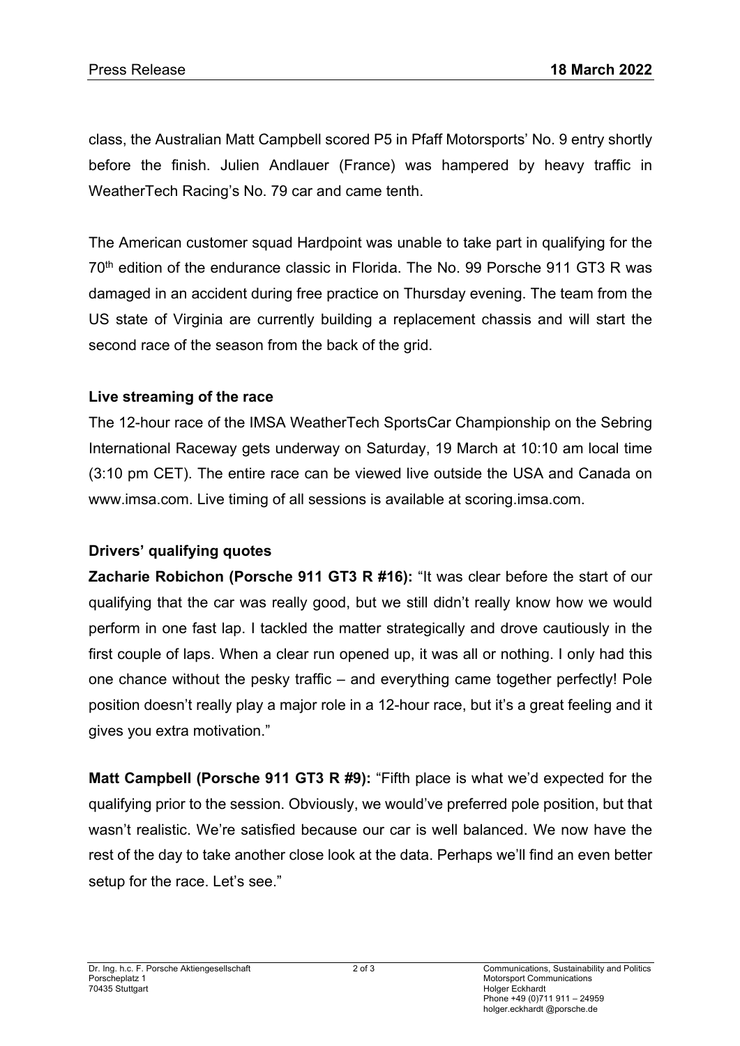class, the Australian Matt Campbell scored P5 in Pfaff Motorsports' No. 9 entry shortly before the finish. Julien Andlauer (France) was hampered by heavy traffic in WeatherTech Racing's No. 79 car and came tenth.

The American customer squad Hardpoint was unable to take part in qualifying for the 70th edition of the endurance classic in Florida. The No. 99 Porsche 911 GT3 R was damaged in an accident during free practice on Thursday evening. The team from the US state of Virginia are currently building a replacement chassis and will start the second race of the season from the back of the grid.

**Live streaming of the race**

The 12-hour race of the IMSA WeatherTech SportsCar Championship on the Sebring International Raceway gets underway on Saturday, 19 March at 10:10 am local time (3:10 pm CET). The entire race can be viewed live outside the USA and Canada on www.imsa.com. Live timing of all sessions is available at scoring.imsa.com.

**Drivers' qualifying quotes**

**Zacharie Robichon (Porsche 911 GT3 R #16):** "It was clear before the start of our qualifying that the car was really good, but we still didn't really know how we would perform in one fast lap. I tackled the matter strategically and drove cautiously in the first couple of laps. When a clear run opened up, it was all or nothing. I only had this one chance without the pesky traffic – and everything came together perfectly! Pole position doesn't really play a major role in a 12-hour race, but it's a great feeling and it gives you extra motivation."

**Matt Campbell (Porsche 911 GT3 R #9):** "Fifth place is what we'd expected for the qualifying prior to the session. Obviously, we would've preferred pole position, but that wasn't realistic. We're satisfied because our car is well balanced. We now have the rest of the day to take another close look at the data. Perhaps we'll find an even better setup for the race. Let's see."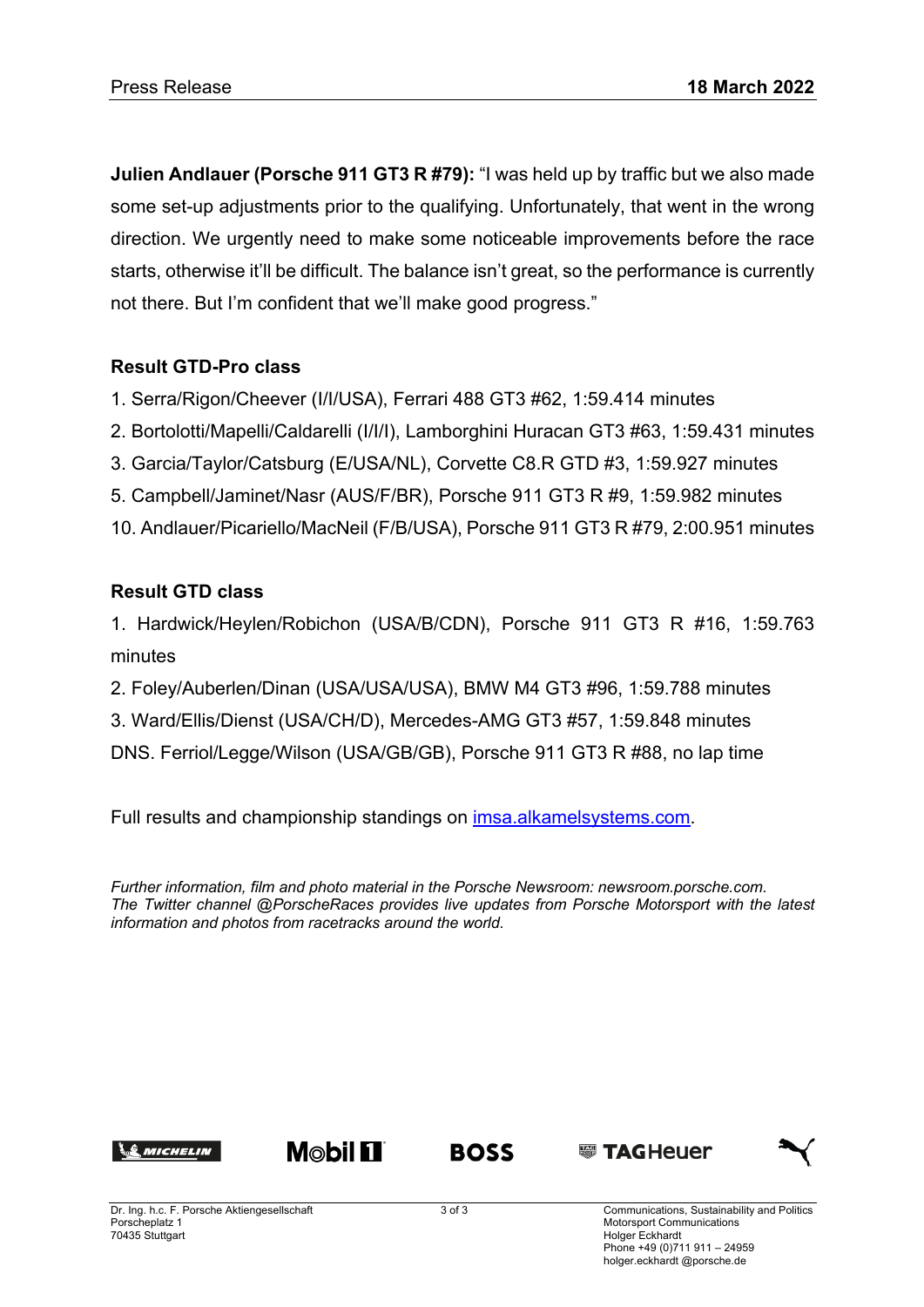**Julien Andlauer (Porsche 911 GT3 R #79):** "I was held up by traffic but we also made some set-up adjustments prior to the qualifying. Unfortunately, that went in the wrong direction. We urgently need to make some noticeable improvements before the race starts, otherwise it'll be difficult. The balance isn't great, so the performance is currently not there. But I'm confident that we'll make good progress."

**Result GTD-Pro class**

1. Serra/Rigon/Cheever (I/I/USA), Ferrari 488 GT3 #62, 1:59.414 minutes
2. Bortolotti/Mapelli/Caldarelli (I/I/I), Lamborghini Huracan GT3 #63, 1:59.431 minutes
3. Garcia/Taylor/Catsburg (E/USA/NL), Corvette C8.R GTD #3, 1:59.927 minutes

5. Campbell/Jaminet/Nasr (AUS/F/BR), Porsche 911 GT3 R #9, 1:59.982 minutes

10. Andlauer/Picariello/MacNeil (F/B/USA), Porsche 911 GT3 R #79, 2:00.951 minutes

**Result GTD class**

1. Hardwick/Heylen/Robichon (USA/B/CDN), Porsche 911 GT3 R #16, 1:59.763 minutes
2. Foley/Auberlen/Dinan (USA/USA/USA), BMW M4 GT3 #96, 1:59.788 minutes
3. Ward/Ellis/Dienst (USA/CH/D), Mercedes-AMG GT3 #57, 1:59.848 minutes

DNS. Ferriol/Legge/Wilson (USA/GB/GB), Porsche 911 GT3 R #88, no lap time

Full results and championship standings on imsa.alkamelsystems.com.

*Further information, film and photo material in the Porsche Newsroom: newsroom.porsche.com. The Twitter channel @PorscheRaces provides live updates from Porsche Motorsport with the latest information and photos from racetracks around the world.*